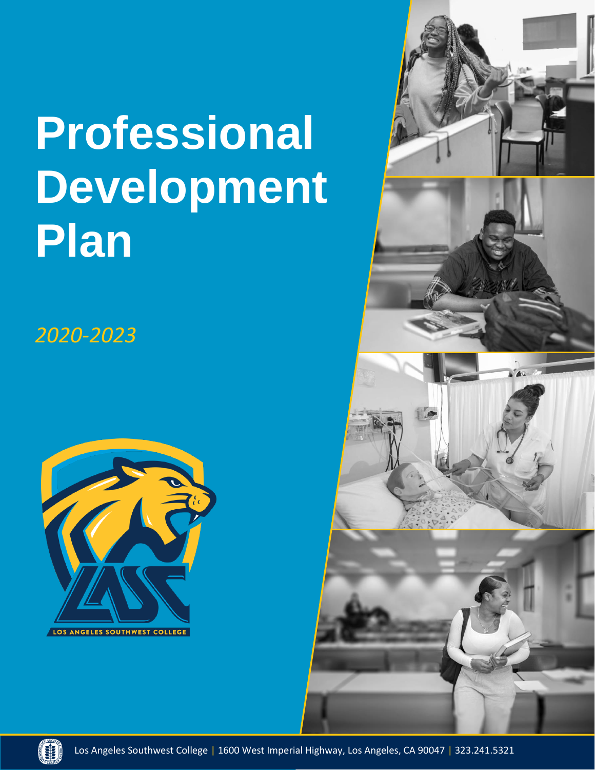# Professional Development Plan

*2020-2023*

LOS ANGELES SOUTHWEST COLLEGE

Los Angeles Southwest College | 1600 West Imperial Highway, Los Angeles, CA 90047 | 323.241.5321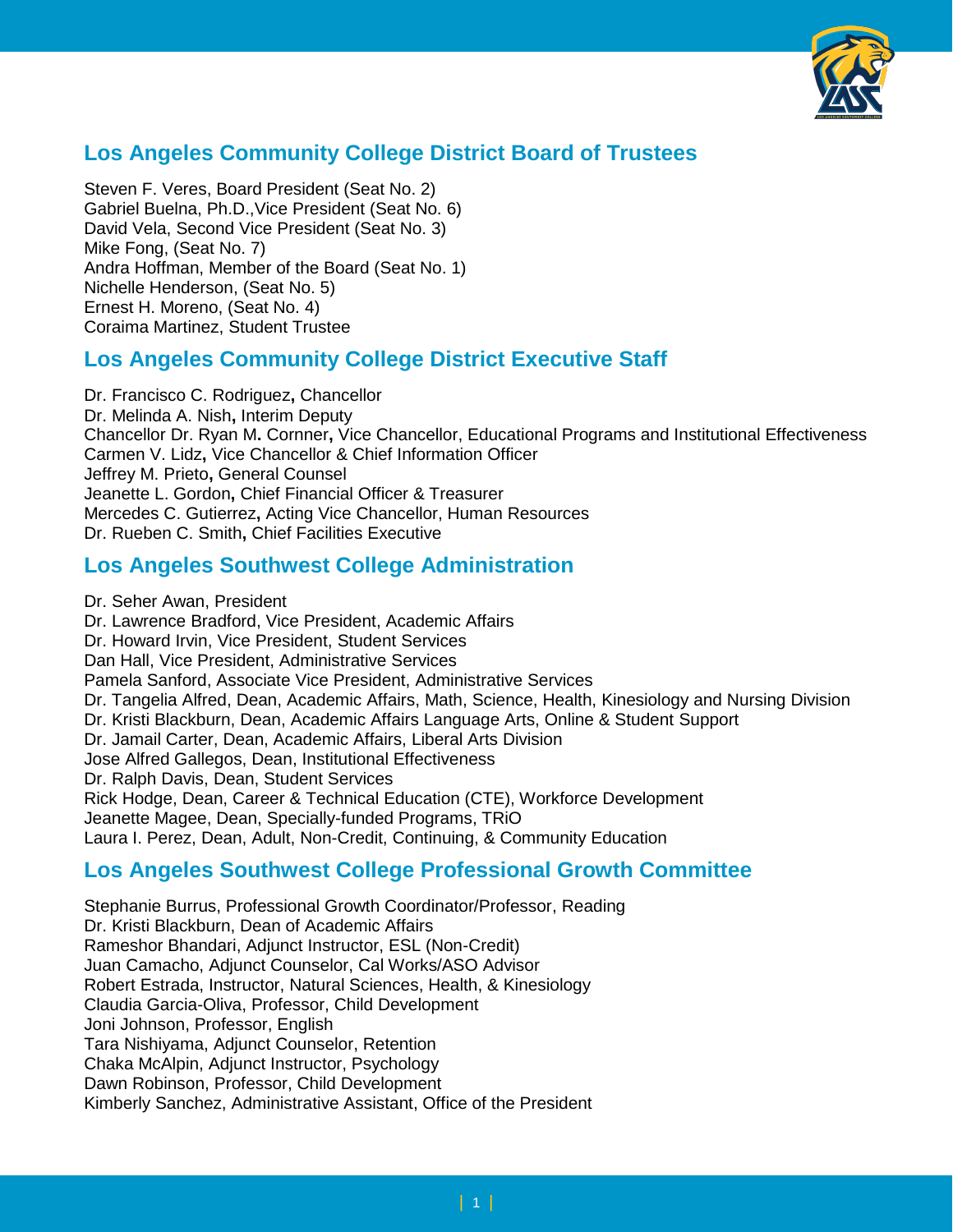## Los Angeles Community College District Board of Trustees

Steven F. Veres, Board President (Seat No. 2)
Gabriel Buelna, Ph.D.,Vice President (Seat No. 6)
David Vela, Second Vice President (Seat No. 3)
Mike Fong, (Seat No. 7)
Andra Hoffman, Member of the Board (Seat No. 1)
Nichelle Henderson, (Seat No. 5)
Ernest H. Moreno, (Seat No. 4)
Coraima Martinez, Student Trustee

## Los Angeles Community College District Executive Staff

Dr. Francisco C. Rodriguez**,** Chancellor
Dr. Melinda A. Nish**,** Interim Deputy
Chancellor Dr. Ryan M**.** Cornner**,** Vice Chancellor, Educational Programs and Institutional Effectiveness
Carmen V. Lidz**,** Vice Chancellor & Chief Information Officer
Jeffrey M. Prieto**,** General Counsel
Jeanette L. Gordon**,** Chief Financial Officer & Treasurer
Mercedes C. Gutierrez**,** Acting Vice Chancellor, Human Resources
Dr. Rueben C. Smith**,** Chief Facilities Executive

## Los Angeles Southwest College Administration

Dr. Seher Awan, President
Dr. Lawrence Bradford, Vice President, Academic Affairs
Dr. Howard Irvin, Vice President, Student Services
Dan Hall, Vice President, Administrative Services
Pamela Sanford, Associate Vice President, Administrative Services
Dr. Tangelia Alfred, Dean, Academic Affairs, Math, Science, Health, Kinesiology and Nursing Division
Dr. Kristi Blackburn, Dean, Academic Affairs Language Arts, Online & Student Support
Dr. Jamail Carter, Dean, Academic Affairs, Liberal Arts Division
Jose Alfred Gallegos, Dean, Institutional Effectiveness
Dr. Ralph Davis, Dean, Student Services
Rick Hodge, Dean, Career & Technical Education (CTE), Workforce Development
Jeanette Magee, Dean, Specially-funded Programs, TRiO
Laura I. Perez, Dean, Adult, Non-Credit, Continuing, & Community Education

## Los Angeles Southwest College Professional Growth Committee

Stephanie Burrus, Professional Growth Coordinator/Professor, Reading
Dr. Kristi Blackburn, Dean of Academic Affairs
Rameshor Bhandari, Adjunct Instructor, ESL (Non-Credit)
Juan Camacho, Adjunct Counselor, Cal Works/ASO Advisor
Robert Estrada, Instructor, Natural Sciences, Health, & Kinesiology
Claudia Garcia-Oliva, Professor, Child Development
Joni Johnson, Professor, English
Tara Nishiyama, Adjunct Counselor, Retention
Chaka McAlpin, Adjunct Instructor, Psychology
Dawn Robinson, Professor, Child Development
Kimberly Sanchez, Administrative Assistant, Office of the President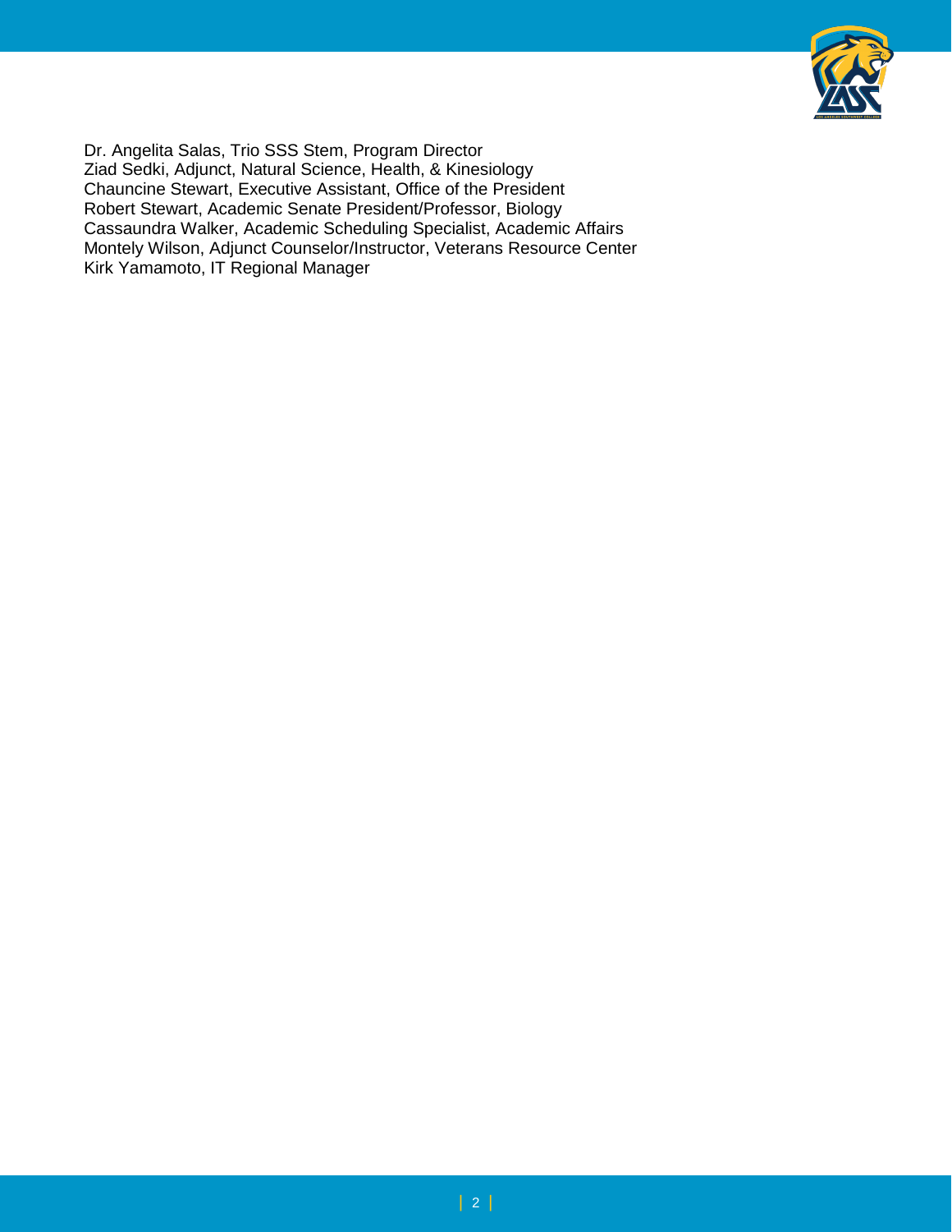Dr. Angelita Salas, Trio SSS Stem, Program Director
Ziad Sedki, Adjunct, Natural Science, Health, & Kinesiology
Chauncine Stewart, Executive Assistant, Office of the President
Robert Stewart, Academic Senate President/Professor, Biology
Cassaundra Walker, Academic Scheduling Specialist, Academic Affairs
Montely Wilson, Adjunct Counselor/Instructor, Veterans Resource Center
Kirk Yamamoto, IT Regional Manager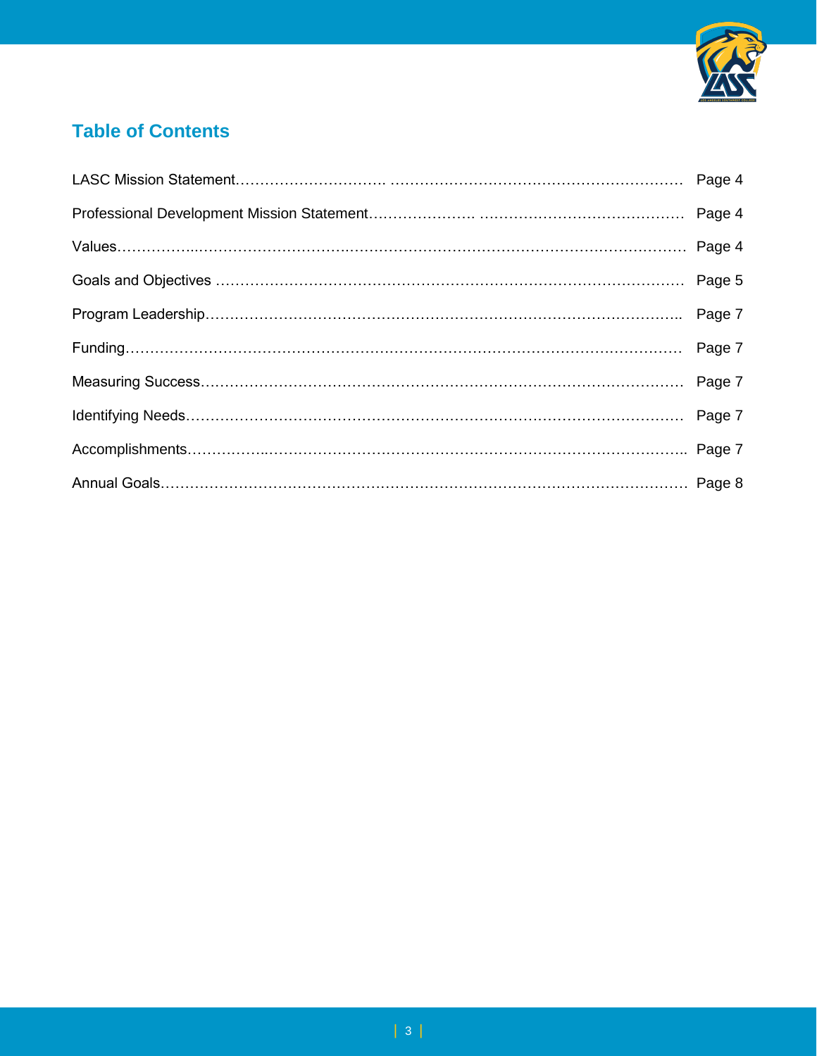## Table of Contents

| | |
|---|---|
| LASC Mission Statement | Page 4 |
| Professional Development Mission Statement | Page 4 |
| Values | Page 4 |
| Goals and Objectives | Page 5 |
| Program Leadership | Page 7 |
| Funding | Page 7 |
| Measuring Success | Page 7 |
| Identifying Needs | Page 7 |
| Accomplishments | Page 7 |
| Annual Goals | Page 8 |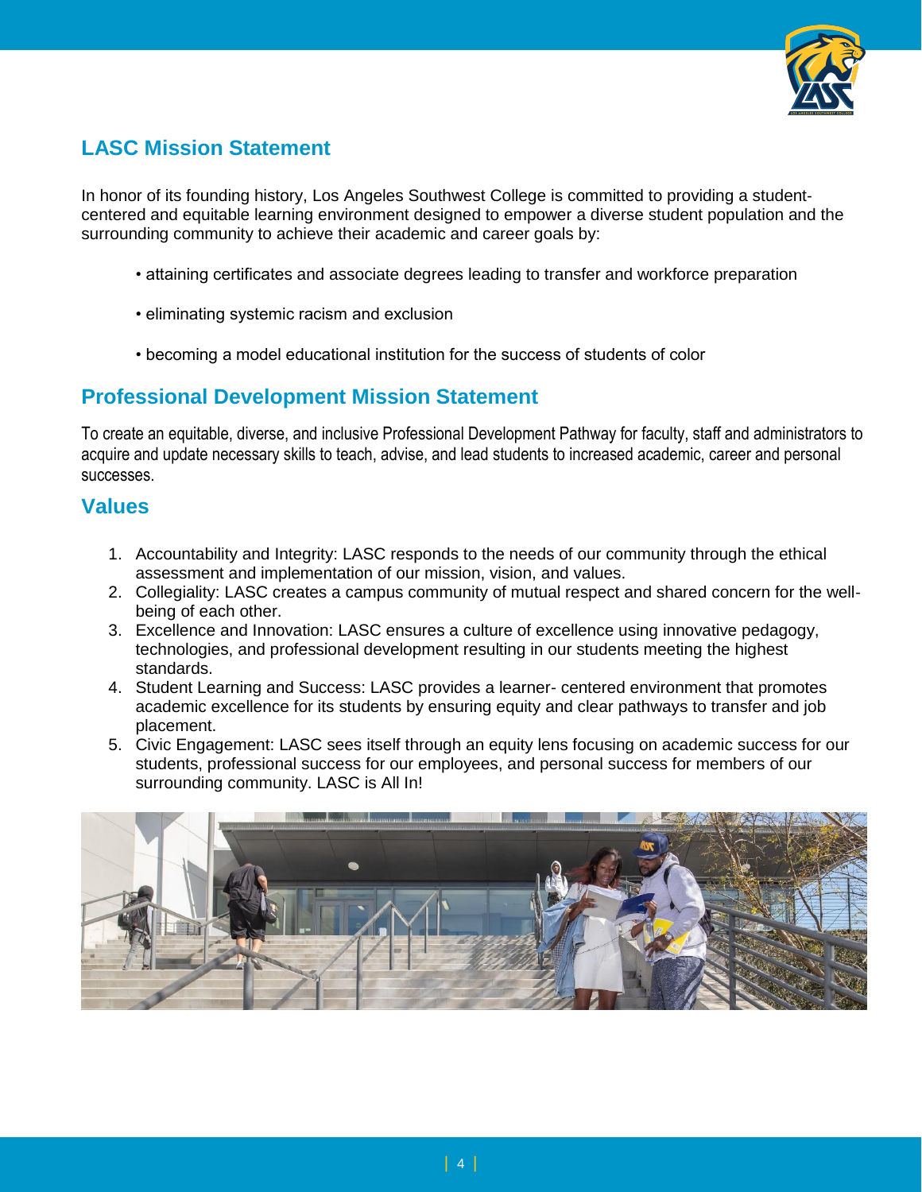## LASC Mission Statement

In honor of its founding history, Los Angeles Southwest College is committed to providing a student-centered and equitable learning environment designed to empower a diverse student population and the surrounding community to achieve their academic and career goals by:

- attaining certificates and associate degrees leading to transfer and workforce preparation
- eliminating systemic racism and exclusion
- becoming a model educational institution for the success of students of color

## Professional Development Mission Statement

To create an equitable, diverse, and inclusive Professional Development Pathway for faculty, staff and administrators to acquire and update necessary skills to teach, advise, and lead students to increased academic, career and personal successes.

## Values

1. Accountability and Integrity: LASC responds to the needs of our community through the ethical assessment and implementation of our mission, vision, and values.
2. Collegiality: LASC creates a campus community of mutual respect and shared concern for the well-being of each other.
3. Excellence and Innovation: LASC ensures a culture of excellence using innovative pedagogy, technologies, and professional development resulting in our students meeting the highest standards.
4. Student Learning and Success: LASC provides a learner- centered environment that promotes academic excellence for its students by ensuring equity and clear pathways to transfer and job placement.
5. Civic Engagement: LASC sees itself through an equity lens focusing on academic success for our students, professional success for our employees, and personal success for members of our surrounding community. LASC is All In!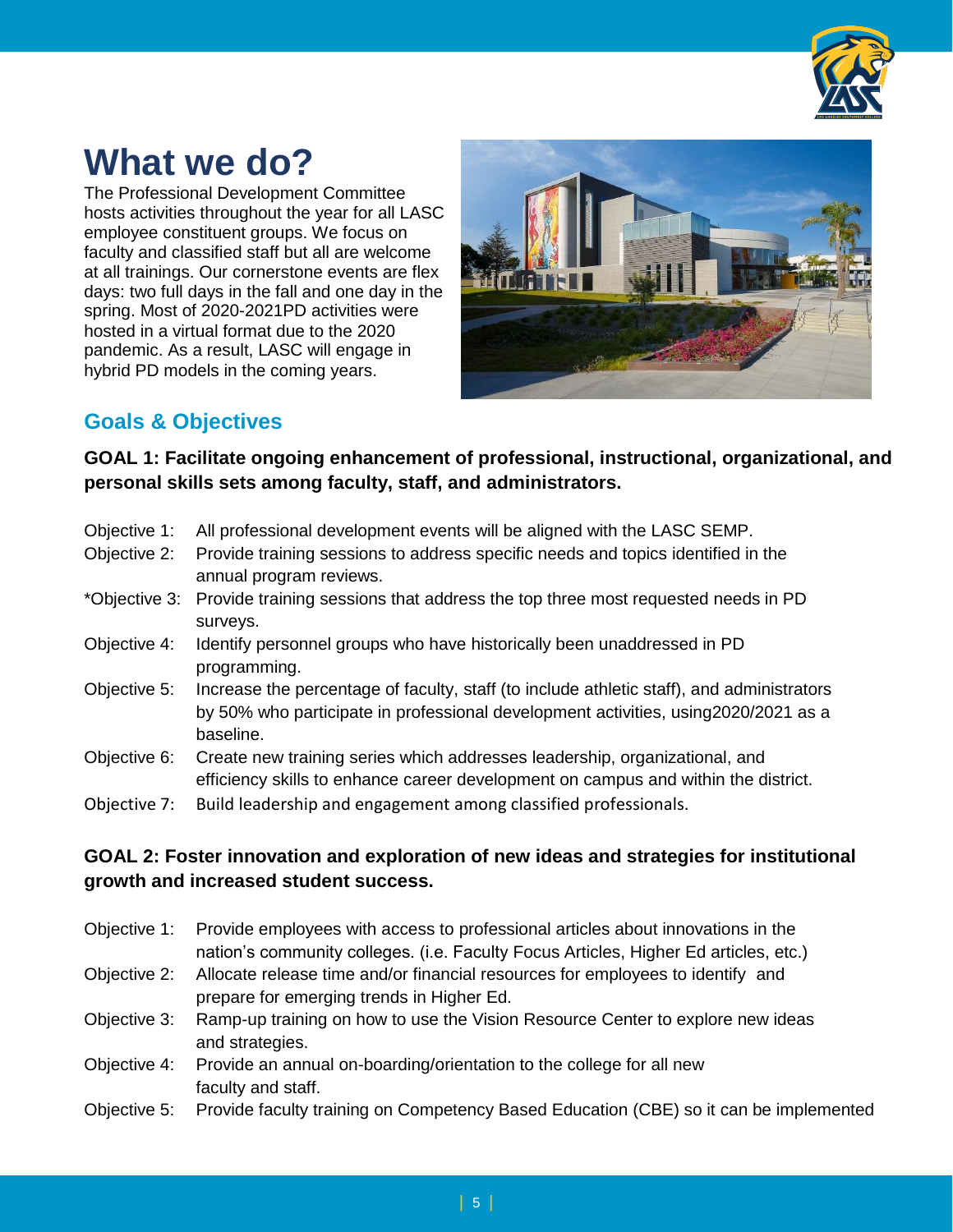# What we do?

The Professional Development Committee hosts activities throughout the year for all LASC employee constituent groups. We focus on faculty and classified staff but all are welcome at all trainings. Our cornerstone events are flex days: two full days in the fall and one day in the spring. Most of 2020-2021PD activities were hosted in a virtual format due to the 2020 pandemic. As a result, LASC will engage in hybrid PD models in the coming years.

## Goals & Objectives

**GOAL 1: Facilitate ongoing enhancement of professional, instructional, organizational, and personal skills sets among faculty, staff, and administrators.**

Objective 1: All professional development events will be aligned with the LASC SEMP.

Objective 2: Provide training sessions to address specific needs and topics identified in the annual program reviews.

*Objective 3: Provide training sessions that address the top three most requested needs in PD surveys.

Objective 4: Identify personnel groups who have historically been unaddressed in PD programming.

Objective 5: Increase the percentage of faculty, staff (to include athletic staff), and administrators by 50% who participate in professional development activities, using2020/2021 as a baseline.

Objective 6: Create new training series which addresses leadership, organizational, and efficiency skills to enhance career development on campus and within the district.

Objective 7: Build leadership and engagement among classified professionals.

**GOAL 2: Foster innovation and exploration of new ideas and strategies for institutional growth and increased student success.**

Objective 1: Provide employees with access to professional articles about innovations in the nation's community colleges. (i.e. Faculty Focus Articles, Higher Ed articles, etc.)

Objective 2: Allocate release time and/or financial resources for employees to identify and prepare for emerging trends in Higher Ed.

Objective 3: Ramp-up training on how to use the Vision Resource Center to explore new ideas and strategies.

Objective 4: Provide an annual on-boarding/orientation to the college for all new faculty and staff.

Objective 5: Provide faculty training on Competency Based Education (CBE) so it can be implemented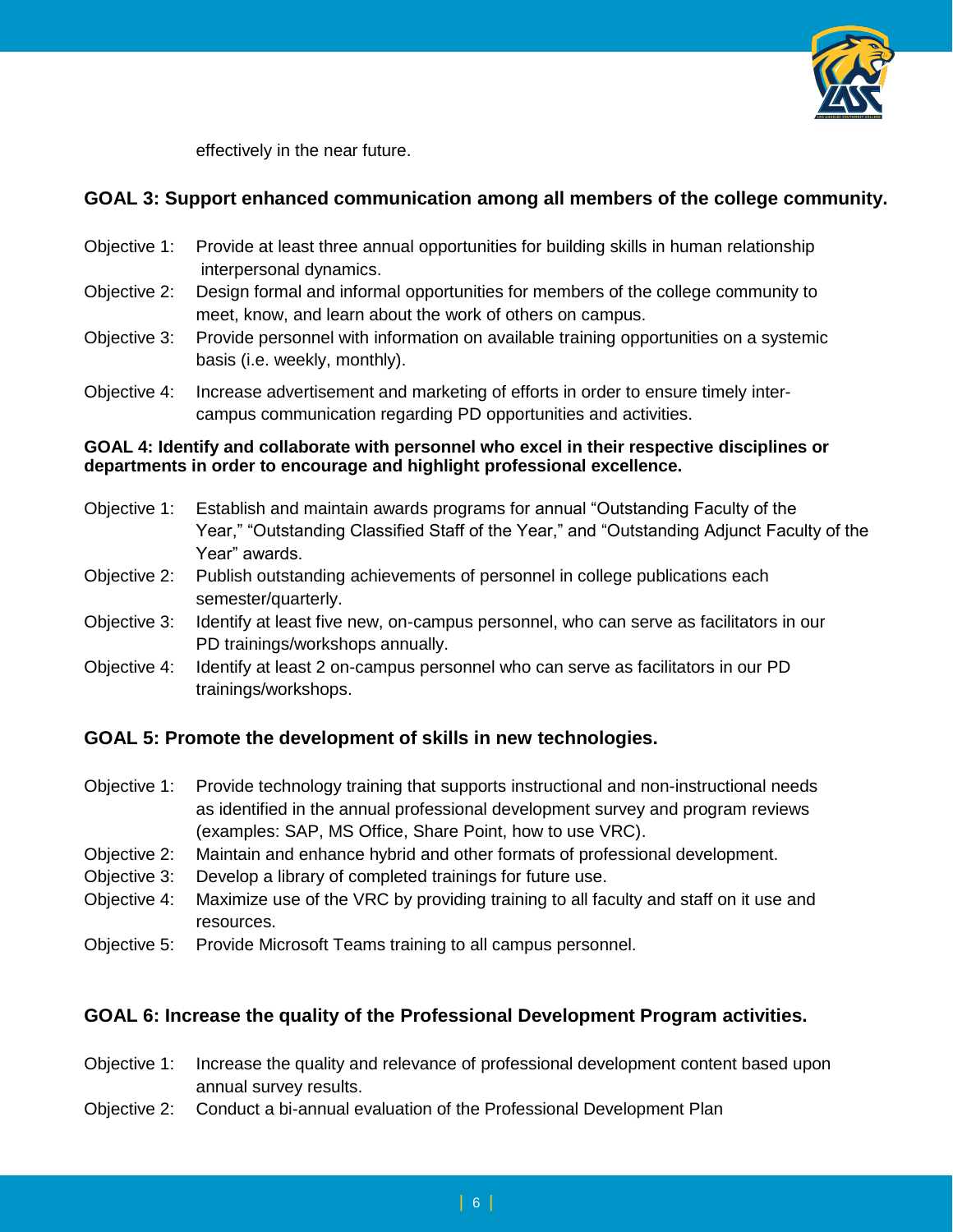effectively in the near future.

## GOAL 3: Support enhanced communication among all members of the college community.

Objective 1: Provide at least three annual opportunities for building skills in human relationship interpersonal dynamics.

Objective 2: Design formal and informal opportunities for members of the college community to meet, know, and learn about the work of others on campus.

Objective 3: Provide personnel with information on available training opportunities on a systemic basis (i.e. weekly, monthly).

Objective 4: Increase advertisement and marketing of efforts in order to ensure timely inter-campus communication regarding PD opportunities and activities.

## GOAL 4: Identify and collaborate with personnel who excel in their respective disciplines or departments in order to encourage and highlight professional excellence.

Objective 1: Establish and maintain awards programs for annual “Outstanding Faculty of the Year,” “Outstanding Classified Staff of the Year,” and “Outstanding Adjunct Faculty of the Year” awards.

Objective 2: Publish outstanding achievements of personnel in college publications each semester/quarterly.

Objective 3: Identify at least five new, on-campus personnel, who can serve as facilitators in our PD trainings/workshops annually.

Objective 4: Identify at least 2 on-campus personnel who can serve as facilitators in our PD trainings/workshops.

## GOAL 5: Promote the development of skills in new technologies.

Objective 1: Provide technology training that supports instructional and non-instructional needs as identified in the annual professional development survey and program reviews (examples: SAP, MS Office, Share Point, how to use VRC).

Objective 2: Maintain and enhance hybrid and other formats of professional development.

Objective 3: Develop a library of completed trainings for future use.

Objective 4: Maximize use of the VRC by providing training to all faculty and staff on it use and resources.

Objective 5: Provide Microsoft Teams training to all campus personnel.

## GOAL 6: Increase the quality of the Professional Development Program activities.

Objective 1: Increase the quality and relevance of professional development content based upon annual survey results.

Objective 2: Conduct a bi-annual evaluation of the Professional Development Plan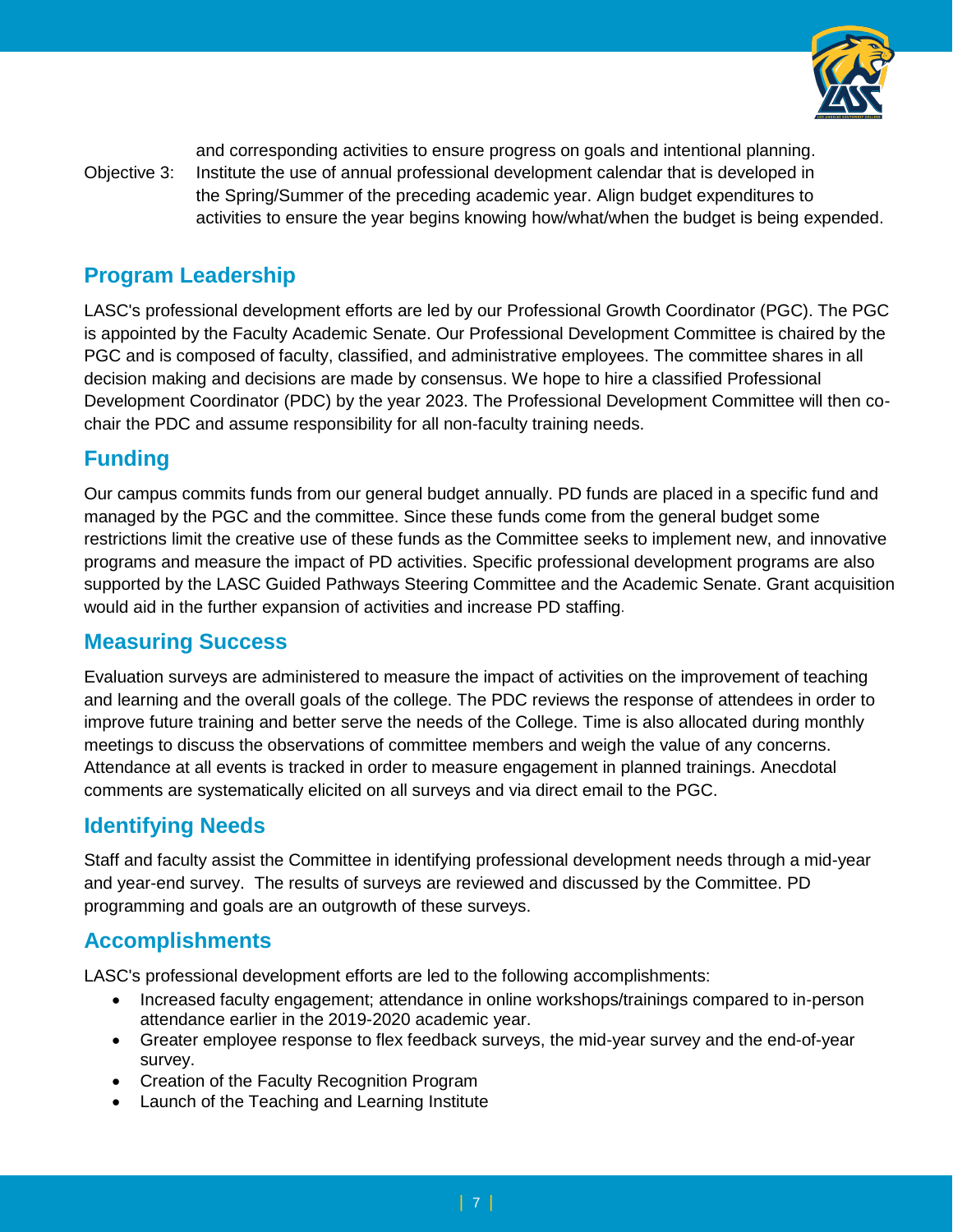and corresponding activities to ensure progress on goals and intentional planning.

Objective 3: Institute the use of annual professional development calendar that is developed in the Spring/Summer of the preceding academic year. Align budget expenditures to activities to ensure the year begins knowing how/what/when the budget is being expended.

## Program Leadership

LASC's professional development efforts are led by our Professional Growth Coordinator (PGC). The PGC is appointed by the Faculty Academic Senate. Our Professional Development Committee is chaired by the PGC and is composed of faculty, classified, and administrative employees. The committee shares in all decision making and decisions are made by consensus. We hope to hire a classified Professional Development Coordinator (PDC) by the year 2023. The Professional Development Committee will then co-chair the PDC and assume responsibility for all non-faculty training needs.

## Funding

Our campus commits funds from our general budget annually. PD funds are placed in a specific fund and managed by the PGC and the committee. Since these funds come from the general budget some restrictions limit the creative use of these funds as the Committee seeks to implement new, and innovative programs and measure the impact of PD activities. Specific professional development programs are also supported by the LASC Guided Pathways Steering Committee and the Academic Senate. Grant acquisition would aid in the further expansion of activities and increase PD staffing.

## Measuring Success

Evaluation surveys are administered to measure the impact of activities on the improvement of teaching and learning and the overall goals of the college. The PDC reviews the response of attendees in order to improve future training and better serve the needs of the College. Time is also allocated during monthly meetings to discuss the observations of committee members and weigh the value of any concerns. Attendance at all events is tracked in order to measure engagement in planned trainings. Anecdotal comments are systematically elicited on all surveys and via direct email to the PGC.

## Identifying Needs

Staff and faculty assist the Committee in identifying professional development needs through a mid-year and year-end survey. The results of surveys are reviewed and discussed by the Committee. PD programming and goals are an outgrowth of these surveys.

## Accomplishments

LASC's professional development efforts are led to the following accomplishments:

- Increased faculty engagement; attendance in online workshops/trainings compared to in-person attendance earlier in the 2019-2020 academic year.
- Greater employee response to flex feedback surveys, the mid-year survey and the end-of-year survey.
- Creation of the Faculty Recognition Program
- Launch of the Teaching and Learning Institute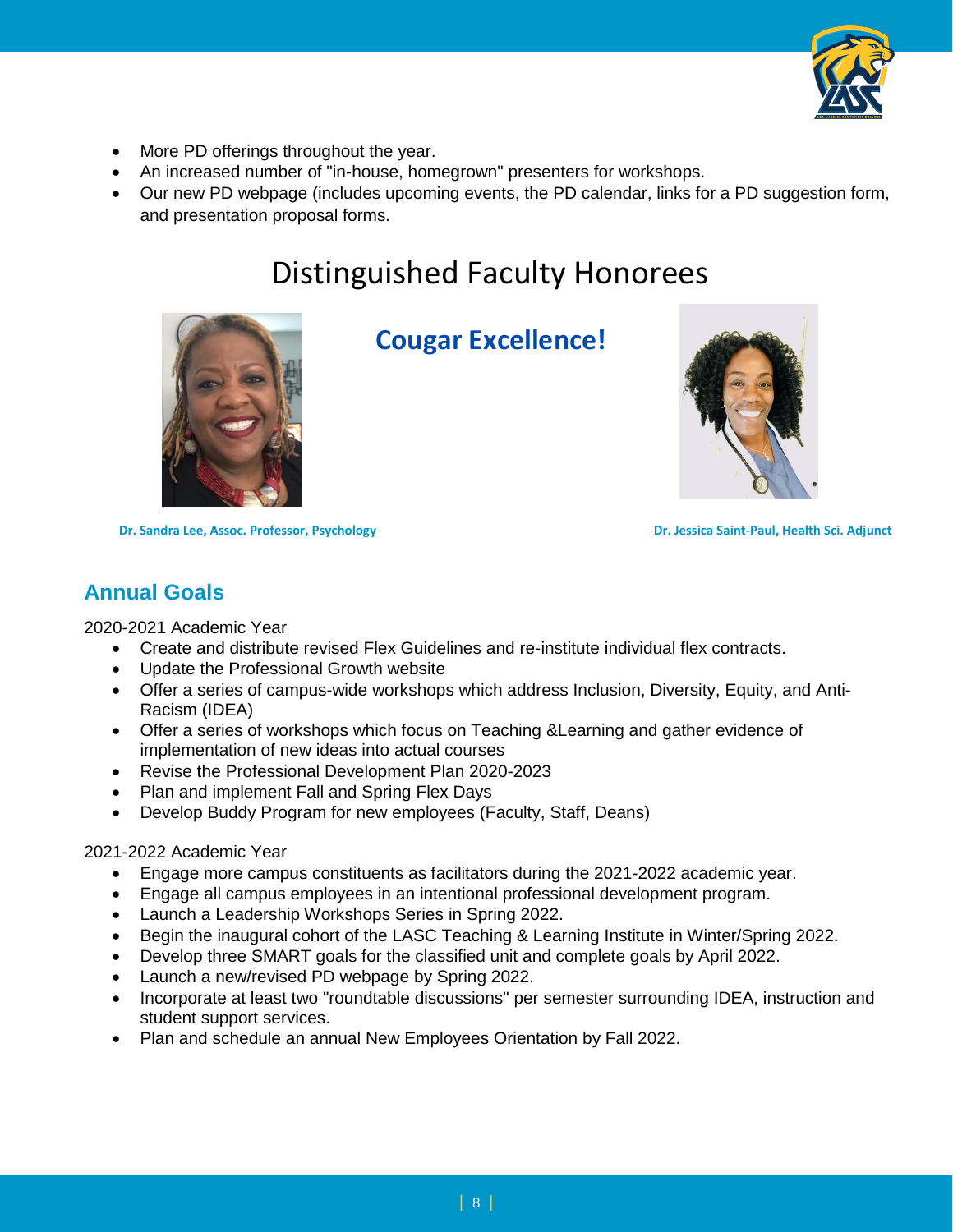- More PD offerings throughout the year.
- An increased number of "in-house, homegrown" presenters for workshops.
- Our new PD webpage (includes upcoming events, the PD calendar, links for a PD suggestion form, and presentation proposal forms.

# Distinguished Faculty Honorees

## Cougar Excellence!

**Dr. Sandra Lee, Assoc. Professor, Psychology**

**Dr. Jessica Saint-Paul, Health Sci. Adjunct**

## Annual Goals

2020-2021 Academic Year

- Create and distribute revised Flex Guidelines and re-institute individual flex contracts.
- Update the Professional Growth website
- Offer a series of campus-wide workshops which address Inclusion, Diversity, Equity, and Anti-Racism (IDEA)
- Offer a series of workshops which focus on Teaching &Learning and gather evidence of implementation of new ideas into actual courses
- Revise the Professional Development Plan 2020-2023
- Plan and implement Fall and Spring Flex Days
- Develop Buddy Program for new employees (Faculty, Staff, Deans)

2021-2022 Academic Year

- Engage more campus constituents as facilitators during the 2021-2022 academic year.
- Engage all campus employees in an intentional professional development program.
- Launch a Leadership Workshops Series in Spring 2022.
- Begin the inaugural cohort of the LASC Teaching & Learning Institute in Winter/Spring 2022.
- Develop three SMART goals for the classified unit and complete goals by April 2022.
- Launch a new/revised PD webpage by Spring 2022.
- Incorporate at least two "roundtable discussions" per semester surrounding IDEA, instruction and student support services.
- Plan and schedule an annual New Employees Orientation by Fall 2022.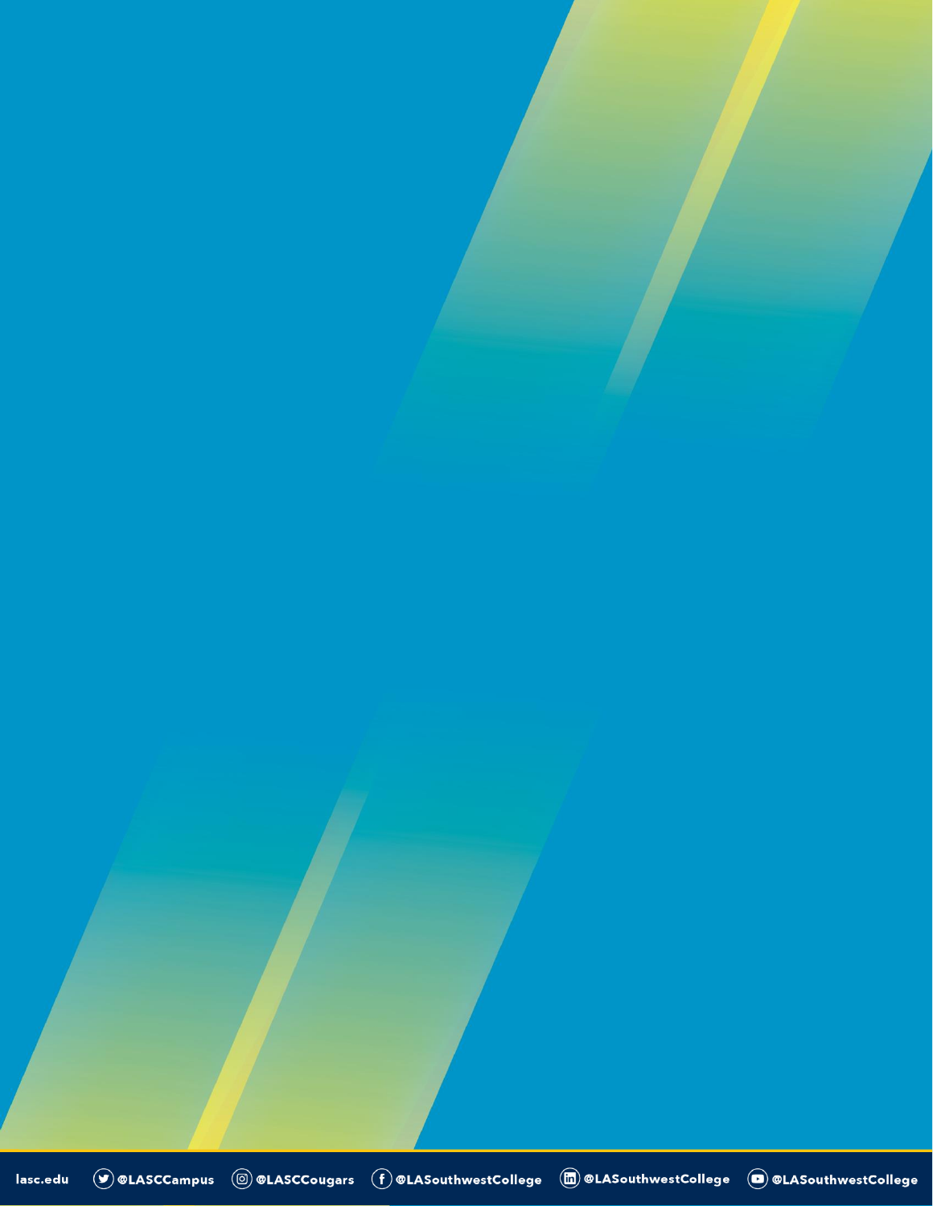lasc.edu @LASCCampus @LASCCougars @LASouthwestCollege @LASouthwestCollege @LASouthwestCollege